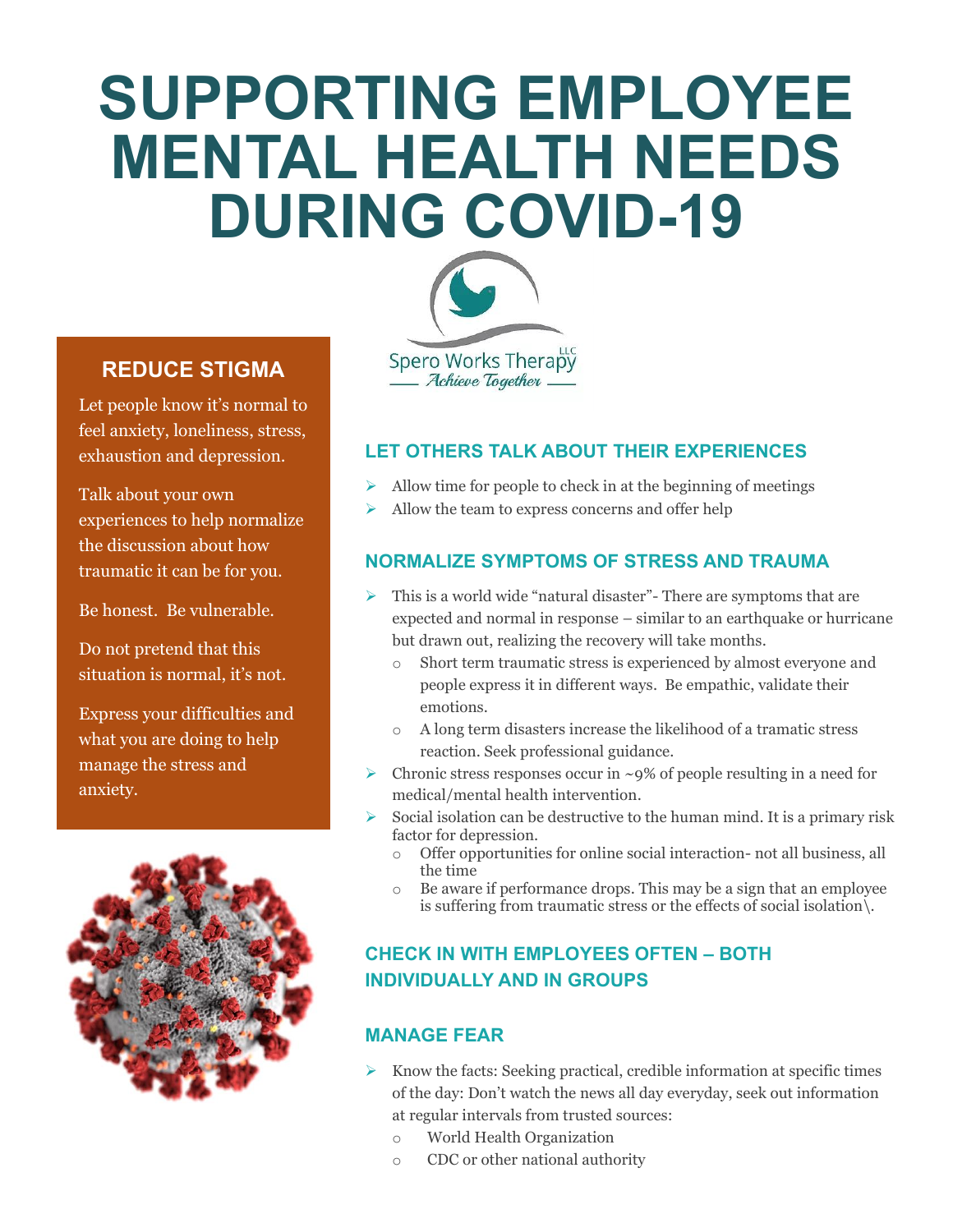# SUPPORTING EMPLOYEE MENTAL HEALTH NEEDS DURING COVID-19

Spero Works Therapy LLC
*Achieve Together*

## REDUCE STIGMA

Let people know it's normal to feel anxiety, loneliness, stress, exhaustion and depression.

Talk about your own experiences to help normalize the discussion about how traumatic it can be for you.

Be honest. Be vulnerable.

Do not pretend that this situation is normal, it's not.

Express your difficulties and what you are doing to help manage the stress and anxiety.

## LET OTHERS TALK ABOUT THEIR EXPERIENCES

- Allow time for people to check in at the beginning of meetings
- Allow the team to express concerns and offer help

## NORMALIZE SYMPTOMS OF STRESS AND TRAUMA

- This is a world wide "natural disaster"- There are symptoms that are expected and normal in response – similar to an earthquake or hurricane but drawn out, realizing the recovery will take months.
  - Short term traumatic stress is experienced by almost everyone and people express it in different ways. Be empathic, validate their emotions.
  - A long term disasters increase the likelihood of a tramatic stress reaction. Seek professional guidance.
- Chronic stress responses occur in ~9% of people resulting in a need for medical/mental health intervention.
- Social isolation can be destructive to the human mind. It is a primary risk factor for depression.
  - Offer opportunities for online social interaction- not all business, all the time
  - Be aware if performance drops. This may be a sign that an employee is suffering from traumatic stress or the effects of social isolation\.

## CHECK IN WITH EMPLOYEES OFTEN – BOTH INDIVIDUALLY AND IN GROUPS

## MANAGE FEAR

- Know the facts: Seeking practical, credible information at specific times of the day: Don't watch the news all day everyday, seek out information at regular intervals from trusted sources:
  - World Health Organization
  - CDC or other national authority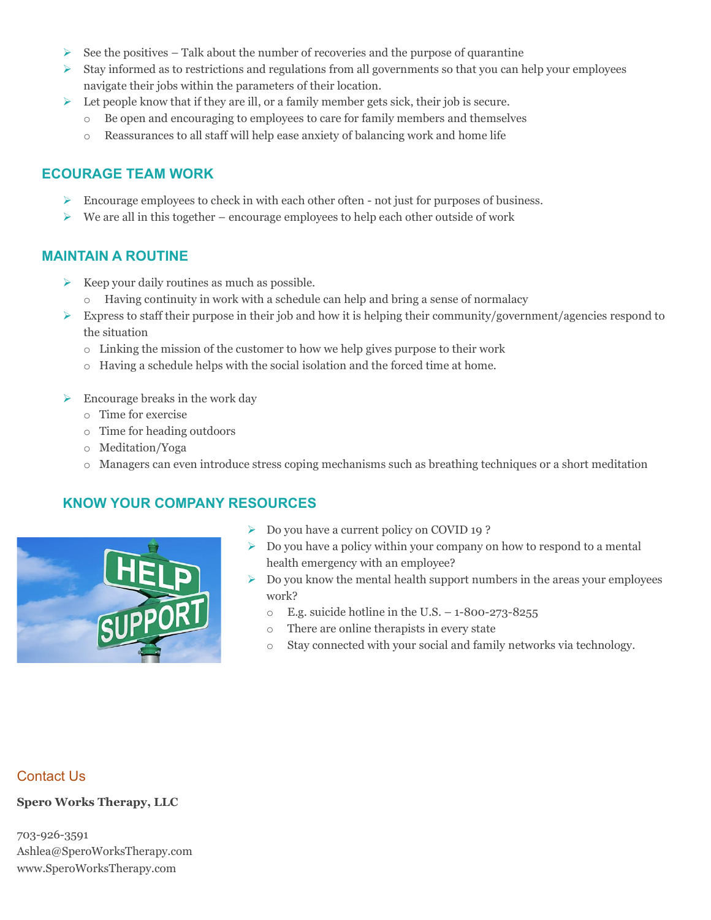- See the positives – Talk about the number of recoveries and the purpose of quarantine
- Stay informed as to restrictions and regulations from all governments so that you can help your employees navigate their jobs within the parameters of their location.
- Let people know that if they are ill, or a family member gets sick, their job is secure.
  - Be open and encouraging to employees to care for family members and themselves
  - Reassurances to all staff will help ease anxiety of balancing work and home life

## ECOURAGE TEAM WORK

- Encourage employees to check in with each other often - not just for purposes of business.
- We are all in this together – encourage employees to help each other outside of work

## MAINTAIN A ROUTINE

- Keep your daily routines as much as possible.
  - Having continuity in work with a schedule can help and bring a sense of normalacy
- Express to staff their purpose in their job and how it is helping their community/government/agencies respond to the situation
  - Linking the mission of the customer to how we help gives purpose to their work
  - Having a schedule helps with the social isolation and the forced time at home.

- Encourage breaks in the work day
  - Time for exercise
  - Time for heading outdoors
  - Meditation/Yoga
  - Managers can even introduce stress coping mechanisms such as breathing techniques or a short meditation

## KNOW YOUR COMPANY RESOURCES

- Do you have a current policy on COVID 19 ?
- Do you have a policy within your company on how to respond to a mental health emergency with an employee?
- Do you know the mental health support numbers in the areas your employees work?
  - E.g. suicide hotline in the U.S. – 1-800-273-8255
  - There are online therapists in every state
  - Stay connected with your social and family networks via technology.

### Contact Us

**Spero Works Therapy, LLC**

703-926-3591
Ashlea@SperoWorksTherapy.com
www.SperoWorksTherapy.com